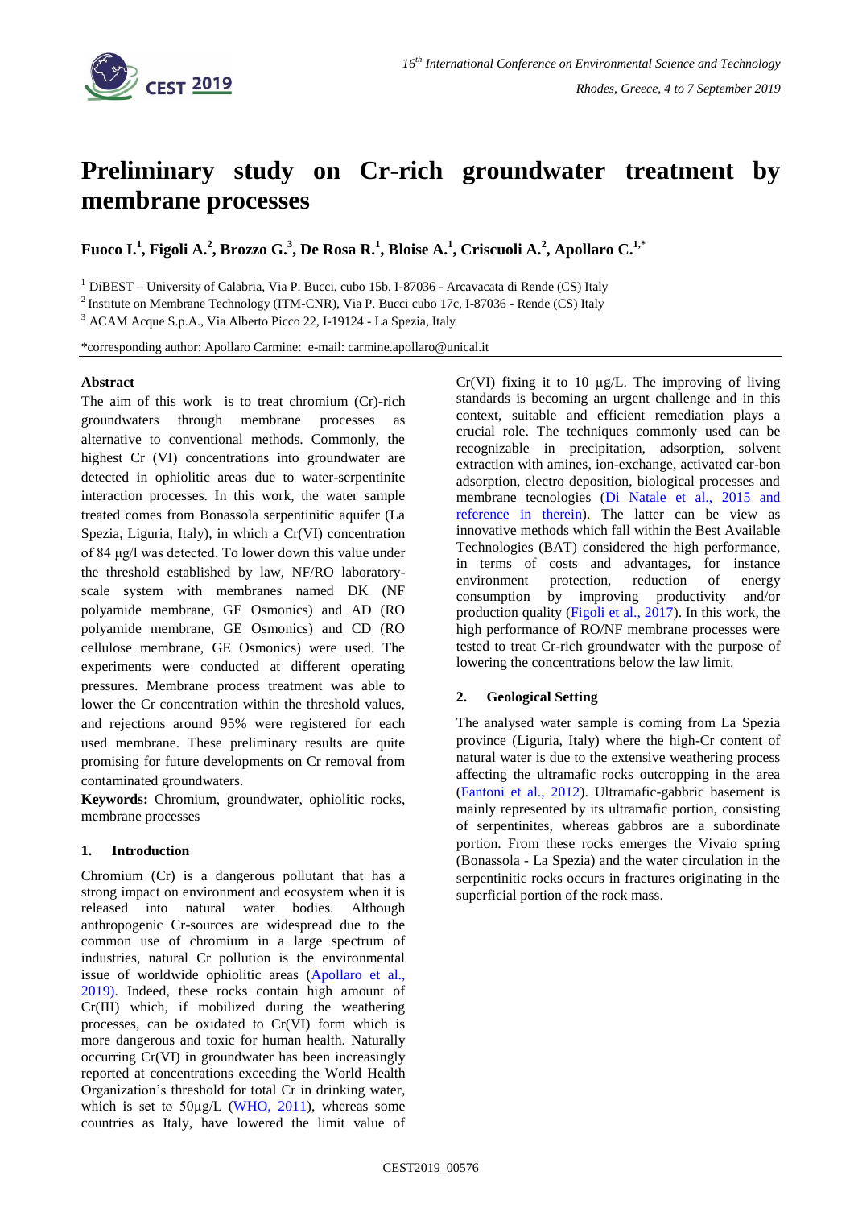# Preliminary study on Cr-rich groundwater treatment by membrane processes

**Fuoco I.[1], Figoli A.[2], Brozzo G.[3], De Rosa R.[1], Bloise A.[1], Criscuoli A.[2], Apollaro C.[1,*]**

[1] DiBEST – University of Calabria, Via P. Bucci, cubo 15b, I-87036 - Arcavacata di Rende (CS) Italy

[2] Institute on Membrane Technology (ITM-CNR), Via P. Bucci cubo 17c, I-87036 - Rende (CS) Italy

[3] ACAM Acque S.p.A., Via Alberto Picco 22, I-19124 - La Spezia, Italy

*corresponding author: Apollaro Carmine: e-mail: carmine.apollaro@unical.it

**Abstract**

The aim of this work is to treat chromium (Cr)-rich groundwaters through membrane processes as alternative to conventional methods. Commonly, the highest Cr (VI) concentrations into groundwater are detected in ophiolitic areas due to water-serpentinite interaction processes. In this work, the water sample treated comes from Bonassola serpentinitic aquifer (La Spezia, Liguria, Italy), in which a Cr(VI) concentration of 84 µg/l was detected. To lower down this value under the threshold established by law, NF/RO laboratory-scale system with membranes named DK (NF polyamide membrane, GE Osmonics) and AD (RO polyamide membrane, GE Osmonics) and CD (RO cellulose membrane, GE Osmonics) were used. The experiments were conducted at different operating pressures. Membrane process treatment was able to lower the Cr concentration within the threshold values, and rejections around 95% were registered for each used membrane. These preliminary results are quite promising for future developments on Cr removal from contaminated groundwaters.

**Keywords:** Chromium, groundwater, ophiolitic rocks, membrane processes

## 1. Introduction

Chromium (Cr) is a dangerous pollutant that has a strong impact on environment and ecosystem when it is released into natural water bodies. Although anthropogenic Cr-sources are widespread due to the common use of chromium in a large spectrum of industries, natural Cr pollution is the environmental issue of worldwide ophiolitic areas (Apollaro et al., 2019). Indeed, these rocks contain high amount of Cr(III) which, if mobilized during the weathering processes, can be oxidated to Cr(VI) form which is more dangerous and toxic for human health. Naturally occurring Cr(VI) in groundwater has been increasingly reported at concentrations exceeding the World Health Organization's threshold for total Cr in drinking water, which is set to 50µg/L (WHO, 2011), whereas some countries as Italy, have lowered the limit value of Cr(VI) fixing it to 10 µg/L. The improving of living standards is becoming an urgent challenge and in this context, suitable and efficient remediation plays a crucial role. The techniques commonly used can be recognizable in precipitation, adsorption, solvent extraction with amines, ion-exchange, activated car-bon adsorption, electro deposition, biological processes and membrane tecnologies (Di Natale et al., 2015 and reference in therein). The latter can be view as innovative methods which fall within the Best Available Technologies (BAT) considered the high performance, in terms of costs and advantages, for instance environment protection, reduction of energy consumption by improving productivity and/or production quality (Figoli et al., 2017). In this work, the high performance of RO/NF membrane processes were tested to treat Cr-rich groundwater with the purpose of lowering the concentrations below the law limit.

## 2. Geological Setting

The analysed water sample is coming from La Spezia province (Liguria, Italy) where the high-Cr content of natural water is due to the extensive weathering process affecting the ultramafic rocks outcropping in the area (Fantoni et al., 2012). Ultramafic-gabbric basement is mainly represented by its ultramafic portion, consisting of serpentinites, whereas gabbros are a subordinate portion. From these rocks emerges the Vivaio spring (Bonassola - La Spezia) and the water circulation in the serpentinitic rocks occurs in fractures originating in the superficial portion of the rock mass.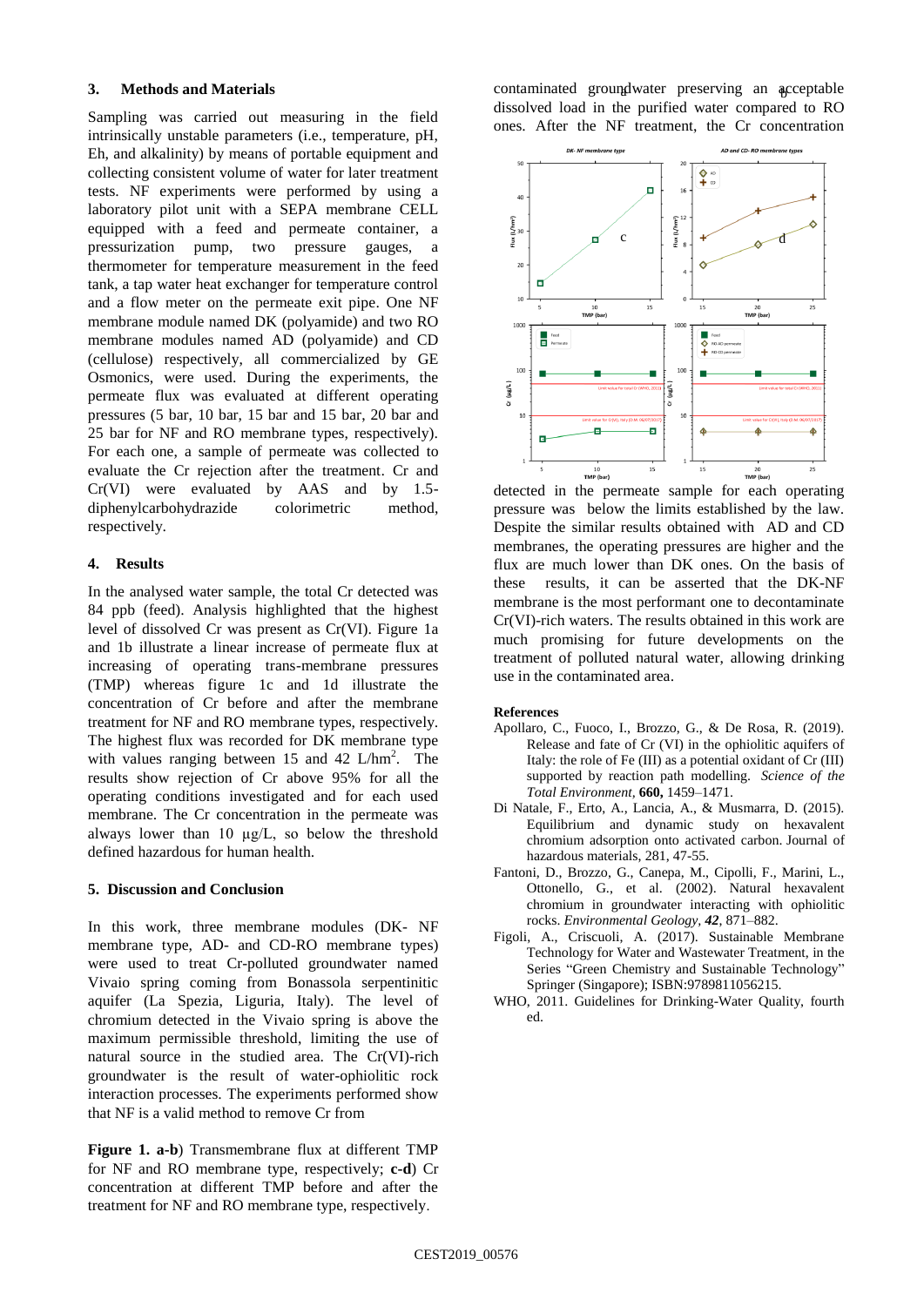## 3. Methods and Materials

Sampling was carried out measuring in the field intrinsically unstable parameters (i.e., temperature, pH, Eh, and alkalinity) by means of portable equipment and collecting consistent volume of water for later treatment tests. NF experiments were performed by using a laboratory pilot unit with a SEPA membrane CELL equipped with a feed and permeate container, a pressurization pump, two pressure gauges, a thermometer for temperature measurement in the feed tank, a tap water heat exchanger for temperature control and a flow meter on the permeate exit pipe. One NF membrane module named DK (polyamide) and two RO membrane modules named AD (polyamide) and CD (cellulose) respectively, all commercialized by GE Osmonics, were used. During the experiments, the permeate flux was evaluated at different operating pressures (5 bar, 10 bar, 15 bar and 15 bar, 20 bar and 25 bar for NF and RO membrane types, respectively). For each one, a sample of permeate was collected to evaluate the Cr rejection after the treatment. Cr and Cr(VI) were evaluated by AAS and by 1.5-diphenylcarbohydrazide colorimetric method, respectively.

## 4. Results

In the analysed water sample, the total Cr detected was 84 ppb (feed). Analysis highlighted that the highest level of dissolved Cr was present as Cr(VI). Figure 1a and 1b illustrate a linear increase of permeate flux at increasing of operating trans-membrane pressures (TMP) whereas figure 1c and 1d illustrate the concentration of Cr before and after the membrane treatment for NF and RO membrane types, respectively. The highest flux was recorded for DK membrane type with values ranging between 15 and 42 $L/hm^2$. The results show rejection of Cr above 95% for all the operating conditions investigated and for each used membrane. The Cr concentration in the permeate was always lower than 10 µg/L, so below the threshold defined hazardous for human health.

## 5. Discussion and Conclusion

In this work, three membrane modules (DK- NF membrane type, AD- and CD-RO membrane types) were used to treat Cr-polluted groundwater named Vivaio spring coming from Bonassola serpentinitic aquifer (La Spezia, Liguria, Italy). The level of chromium detected in the Vivaio spring is above the maximum permissible threshold, limiting the use of natural source in the studied area. The Cr(VI)-rich groundwater is the result of water-ophiolitic rock interaction processes. The experiments performed show that NF is a valid method to remove Cr from contaminated groundwater preserving an acceptable dissolved load in the purified water compared to RO ones. After the NF treatment, the Cr concentration

DK- NF membrane type

AD and CD- RO membrane types

a

b

c

d

Flux (L/hm²)

TMP (bar)

AD

CD

Cr (µg/L)

Feed

Permeate

RO AD permeate

RO CD permeate

Limit value for total Cr (WHO, 2011)

Limit value for Cr(VI), Italy (D.M. 06/07/2017)

detected in the permeate sample for each operating pressure was below the limits established by the law. Despite the similar results obtained with AD and CD membranes, the operating pressures are higher and the flux are much lower than DK ones. On the basis of these results, it can be asserted that the DK-NF membrane is the most performant one to decontaminate Cr(VI)-rich waters. The results obtained in this work are much promising for future developments on the treatment of polluted natural water, allowing drinking use in the contaminated area.

**Figure 1. a-b**) Transmembrane flux at different TMP for NF and RO membrane type, respectively; **c-d**) Cr concentration at different TMP before and after the treatment for NF and RO membrane type, respectively.

### References

- Apollaro, C., Fuoco, I., Brozzo, G., & De Rosa, R. (2019). Release and fate of Cr (VI) in the ophiolitic aquifers of Italy: the role of Fe (III) as a potential oxidant of Cr (III) supported by reaction path modelling. *Science of the Total Environment*, **660,** 1459–1471.
- Di Natale, F., Erto, A., Lancia, A., & Musmarra, D. (2015). Equilibrium and dynamic study on hexavalent chromium adsorption onto activated carbon. Journal of hazardous materials, 281, 47-55.
- Fantoni, D., Brozzo, G., Canepa, M., Cipolli, F., Marini, L., Ottonello, G., et al. (2002). Natural hexavalent chromium in groundwater interacting with ophiolitic rocks. *Environmental Geology*, ***42***, 871–882.
- Figoli, A., Criscuoli, A. (2017). Sustainable Membrane Technology for Water and Wastewater Treatment, in the Series "Green Chemistry and Sustainable Technology" Springer (Singapore); ISBN:9789811056215.
- WHO, 2011. Guidelines for Drinking-Water Quality, fourth ed.